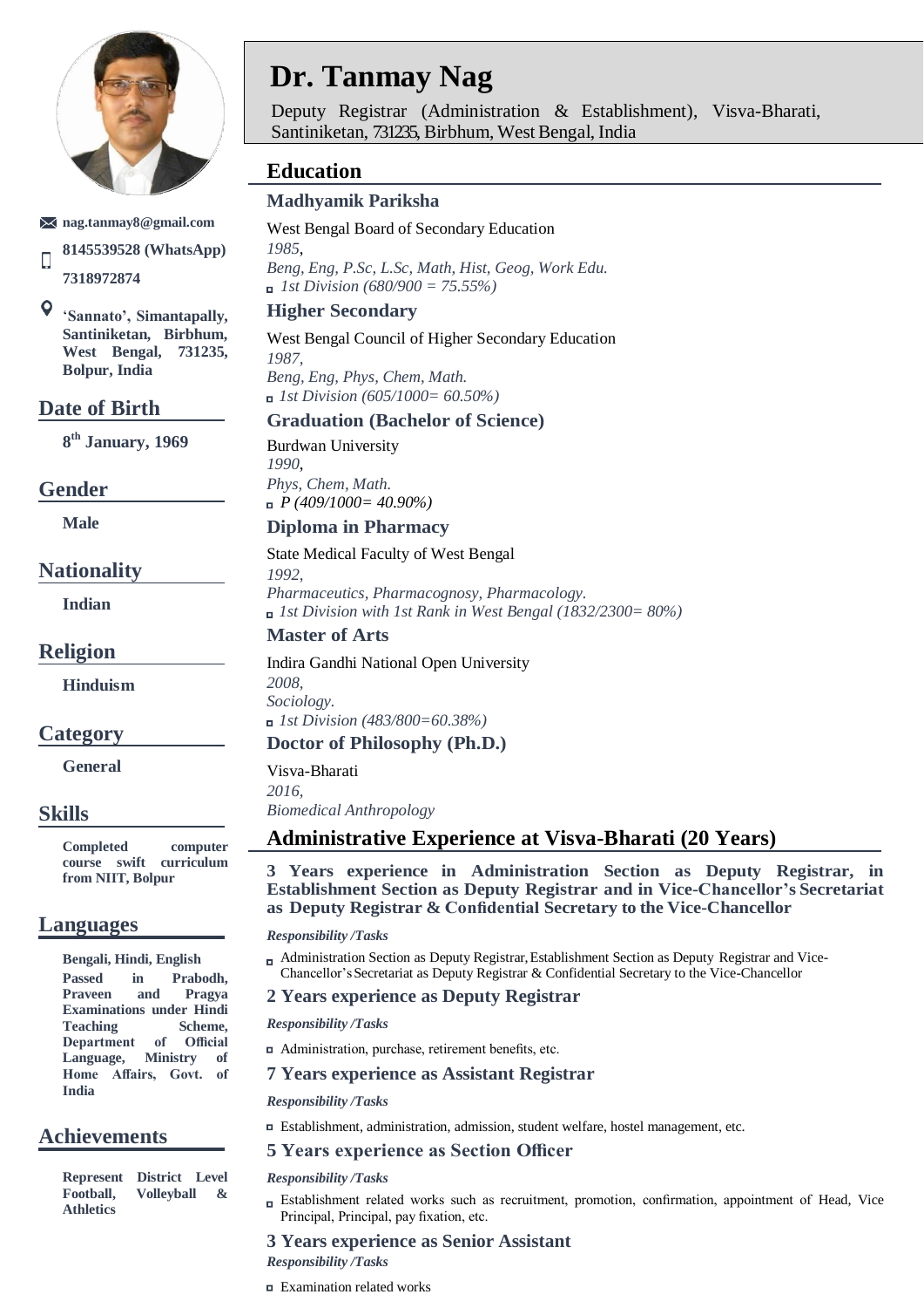# Dr. Tanmay Nag

Deputy Registrar (Administration & Establishment), Visva-Bharati, Santiniketan, 731235, Birbhum, West Bengal, India

**nag.tanmay8@gmail.com**

**8145539528 (WhatsApp)**

**7318972874**

**'Sannato', Simantapally, Santiniketan, Birbhum, West Bengal, 731235, Bolpur, India**

## Date of Birth

**8th January, 1969**

## Gender

**Male**

## Nationality

**Indian**

## Religion

**Hinduism**

## Category

**General**

## Skills

**Completed computer course swift curriculum from NIIT, Bolpur**

## Languages

**Bengali, Hindi, English**

**Passed in Prabodh, Praveen and Pragya Examinations under Hindi Teaching Scheme, Department of Official Language, Ministry of Home Affairs, Govt. of India**

## Achievements

**Represent District Level Football, Volleyball & Athletics**

## Education

### Madhyamik Pariksha

West Bengal Board of Secondary Education
*1985*,
*Beng, Eng, P.Sc, L.Sc, Math, Hist, Geog, Work Edu.*

- *1st Division (680/900 = 75.55%)*

### Higher Secondary

West Bengal Council of Higher Secondary Education
*1987*,
*Beng, Eng, Phys, Chem, Math.*

- *1st Division (605/1000= 60.50%)*

### Graduation (Bachelor of Science)

Burdwan University
*1990*,
*Phys, Chem, Math.*

- *P (409/1000= 40.90%)*

### Diploma in Pharmacy

State Medical Faculty of West Bengal
*1992,*
*Pharmaceutics, Pharmacognosy, Pharmacology.*

- *1st Division with 1st Rank in West Bengal (1832/2300= 80%)*

### Master of Arts

Indira Gandhi National Open University
*2008,*
*Sociology.*

- *1st Division (483/800=60.38%)*

### Doctor of Philosophy (Ph.D.)

Visva-Bharati
*2016,*
*Biomedical Anthropology*

## Administrative Experience at Visva-Bharati (20 Years)

### 3 Years experience in Administration Section as Deputy Registrar, in Establishment Section as Deputy Registrar and in Vice-Chancellor's Secretariat as Deputy Registrar & Confidential Secretary to the Vice-Chancellor

***Responsibility /Tasks***

- Administration Section as Deputy Registrar, Establishment Section as Deputy Registrar and Vice-Chancellor's Secretariat as Deputy Registrar & Confidential Secretary to the Vice-Chancellor

### 2 Years experience as Deputy Registrar

***Responsibility /Tasks***

- Administration, purchase, retirement benefits, etc.

### 7 Years experience as Assistant Registrar

***Responsibility /Tasks***

- Establishment, administration, admission, student welfare, hostel management, etc.

### 5 Years experience as Section Officer

***Responsibility /Tasks***

- Establishment related works such as recruitment, promotion, confirmation, appointment of Head, Vice Principal, Principal, pay fixation, etc.

### 3 Years experience as Senior Assistant

***Responsibility /Tasks***

- Examination related works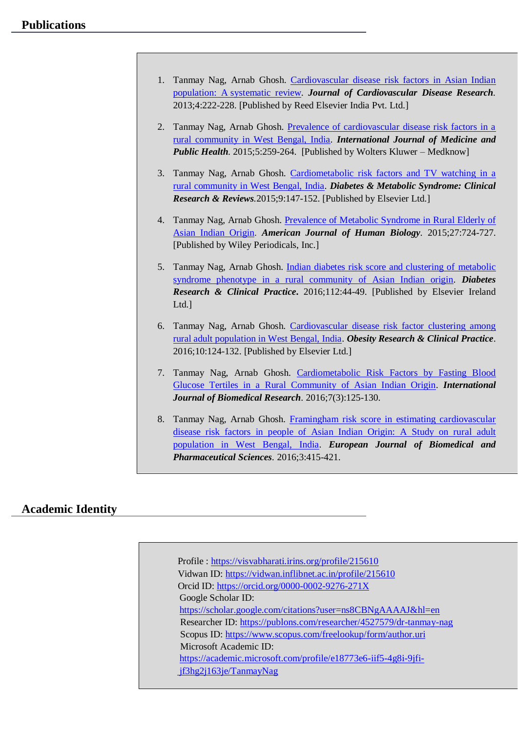## Publications

1. Tanmay Nag, Arnab Ghosh. Cardiovascular disease risk factors in Asian Indian population: A systematic review. ***Journal of Cardiovascular Disease Research***. 2013;4:222-228. [Published by Reed Elsevier India Pvt. Ltd.]

2. Tanmay Nag, Arnab Ghosh. Prevalence of cardiovascular disease risk factors in a rural community in West Bengal, India. ***International Journal of Medicine and Public Health***. 2015;5:259-264. [Published by Wolters Kluwer – Medknow]

3. Tanmay Nag, Arnab Ghosh. Cardiometabolic risk factors and TV watching in a rural community in West Bengal, India. ***Diabetes & Metabolic Syndrome: Clinical Research & Reviews***.2015;9:147-152. [Published by Elsevier Ltd.]

4. Tanmay Nag, Arnab Ghosh. Prevalence of Metabolic Syndrome in Rural Elderly of Asian Indian Origin. ***American Journal of Human Biology***. 2015;27:724-727. [Published by Wiley Periodicals, Inc.]

5. Tanmay Nag, Arnab Ghosh. Indian diabetes risk score and clustering of metabolic syndrome phenotype in a rural community of Asian Indian origin. ***Diabetes Research & Clinical Practice***. 2016;112:44-49. [Published by Elsevier Ireland Ltd.]

6. Tanmay Nag, Arnab Ghosh. Cardiovascular disease risk factor clustering among rural adult population in West Bengal, India. ***Obesity Research & Clinical Practice***. 2016;10:124-132. [Published by Elsevier Ltd.]

7. Tanmay Nag, Arnab Ghosh. Cardiometabolic Risk Factors by Fasting Blood Glucose Tertiles in a Rural Community of Asian Indian Origin. ***International Journal of Biomedical Research***. 2016;7(3):125-130.

8. Tanmay Nag, Arnab Ghosh. Framingham risk score in estimating cardiovascular disease risk factors in people of Asian Indian Origin: A Study on rural adult population in West Bengal, India. ***European Journal of Biomedical and Pharmaceutical Sciences***. 2016;3:415-421.

## Academic Identity

Profile : https://visvabharati.irins.org/profile/215610
Vidwan ID: https://vidwan.inflibnet.ac.in/profile/215610
Orcid ID: https://orcid.org/0000-0002-9276-271X
Google Scholar ID:
https://scholar.google.com/citations?user=ns8CBNgAAAAJ&hl=en
Researcher ID: https://publons.com/researcher/4527579/dr-tanmay-nag
Scopus ID: https://www.scopus.com/freelookup/form/author.uri
Microsoft Academic ID:
https://academic.microsoft.com/profile/e18773e6-iif5-4g8i-9jfi-jf3hg2j163je/TanmayNag